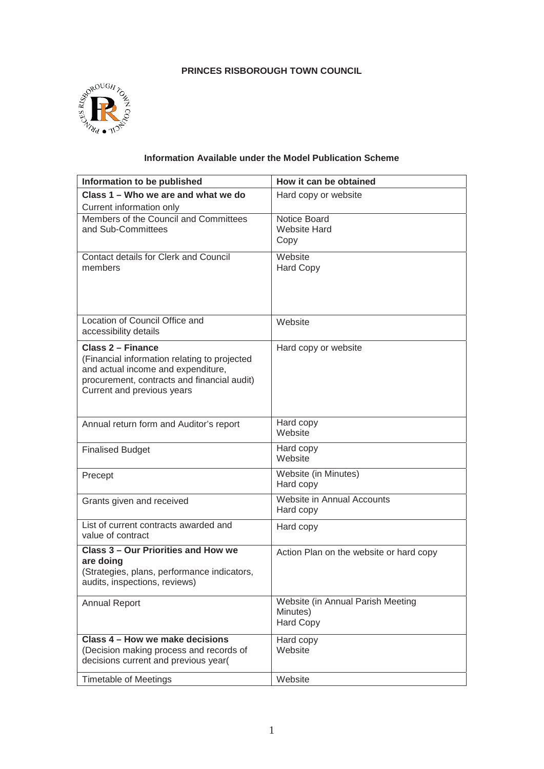**PRINCES RISBOROUGH TOWN COUNCIL**

**Information Available under the Model Publication Scheme**

| Information to be published | How it can be obtained |
|---|---|
| **Class 1 – Who we are and what we do**<br>Current information only | Hard copy or website |
| Members of the Council and Committees and Sub-Committees | Notice Board<br>Website Hard Copy |
| Contact details for Clerk and Council members | Website<br>Hard Copy |
| Location of Council Office and accessibility details | Website |
| **Class 2 – Finance**<br>(Financial information relating to projected and actual income and expenditure, procurement, contracts and financial audit)<br>Current and previous years | Hard copy or website |
| Annual return form and Auditor's report | Hard copy<br>Website |
| Finalised Budget | Hard copy<br>Website |
| Precept | Website (in Minutes)<br>Hard copy |
| Grants given and received | Website in Annual Accounts<br>Hard copy |
| List of current contracts awarded and value of contract | Hard copy |
| **Class 3 – Our Priorities and How we are doing**<br>(Strategies, plans, performance indicators, audits, inspections, reviews) | Action Plan on the website or hard copy |
| Annual Report | Website (in Annual Parish Meeting Minutes)<br>Hard Copy |
| **Class 4 – How we make decisions**<br>(Decision making process and records of decisions current and previous year( | Hard copy<br>Website |
| Timetable of Meetings | Website |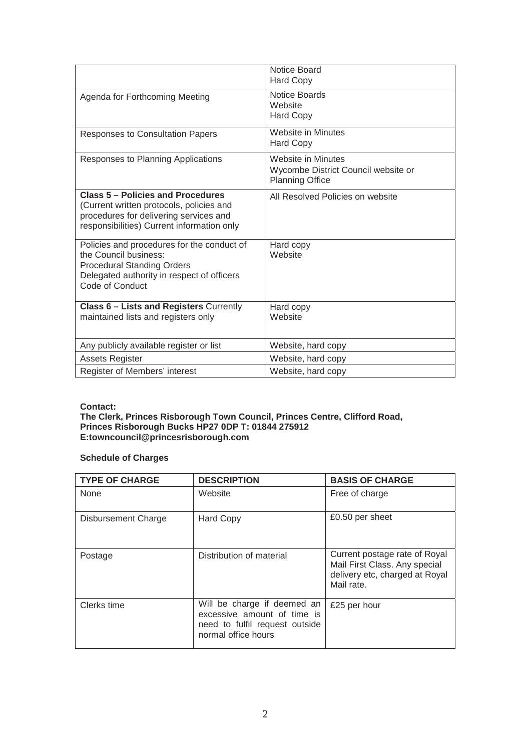| | |
|---|---|
| | Notice Board<br>Hard Copy |
| Agenda for Forthcoming Meeting | Notice Boards<br>Website<br>Hard Copy |
| Responses to Consultation Papers | Website in Minutes<br>Hard Copy |
| Responses to Planning Applications | Website in Minutes<br>Wycombe District Council website or Planning Office |
| **Class 5 – Policies and Procedures** (Current written protocols, policies and procedures for delivering services and responsibilities) Current information only | All Resolved Policies on website |
| Policies and procedures for the conduct of the Council business:<br>Procedural Standing Orders<br>Delegated authority in respect of officers<br>Code of Conduct | Hard copy<br>Website |
| **Class 6 – Lists and Registers** Currently maintained lists and registers only | Hard copy<br>Website |
| Any publicly available register or list | Website, hard copy |
| Assets Register | Website, hard copy |
| Register of Members' interest | Website, hard copy |

**Contact:**
**The Clerk, Princes Risborough Town Council, Princes Centre, Clifford Road, Princes Risborough Bucks HP27 0DP T: 01844 275912**
**E:towncouncil@princesrisborough.com**

**Schedule of Charges**

| TYPE OF CHARGE | DESCRIPTION | BASIS OF CHARGE |
|---|---|---|
| None | Website | Free of charge |
| Disbursement Charge | Hard Copy | £0.50 per sheet |
| Postage | Distribution of material | Current postage rate of Royal Mail First Class. Any special delivery etc, charged at Royal Mail rate. |
| Clerks time | Will be charge if deemed an excessive amount of time is need to fulfil request outside normal office hours | £25 per hour |